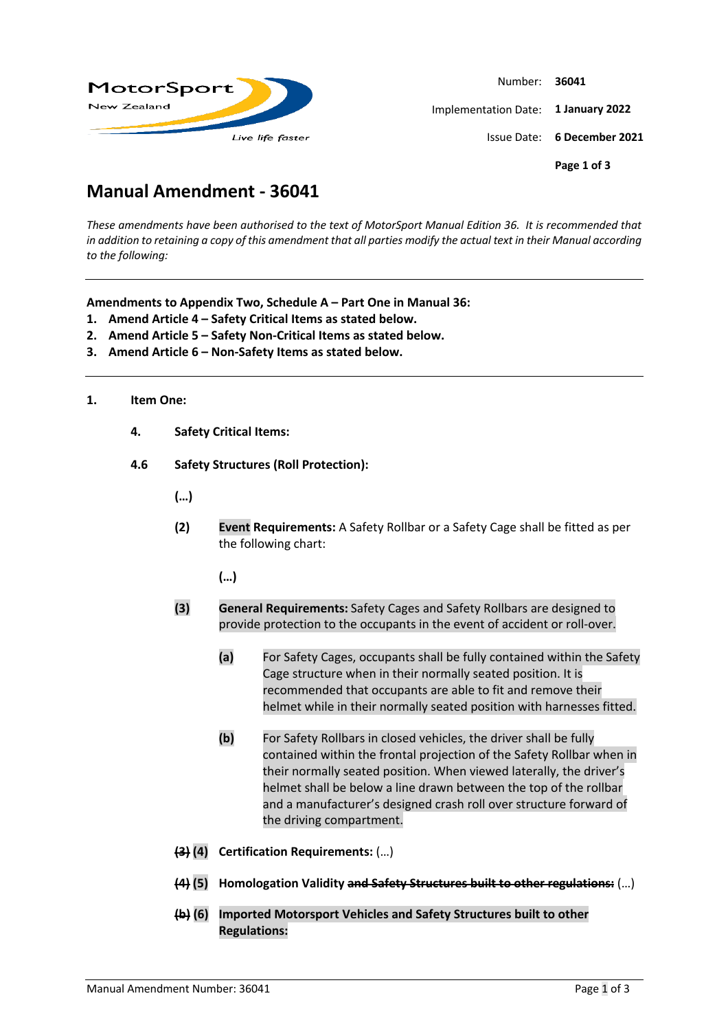Number: **36041**

Implementation Date: **1 January 2022**

Issue Date: **6 December 2021**

# Manual Amendment - 36041

*These amendments have been authorised to the text of MotorSport Manual Edition 36. It is recommended that in addition to retaining a copy of this amendment that all parties modify the actual text in their Manual according to the following:*

---

**Amendments to Appendix Two, Schedule A – Part One in Manual 36:**

1. **Amend Article 4 – Safety Critical Items as stated below.**
2. **Amend Article 5 – Safety Non-Critical Items as stated below.**
3. **Amend Article 6 – Non-Safety Items as stated below.**

---

**1. Item One:**

**4. Safety Critical Items:**

**4.6 Safety Structures (Roll Protection):**

**(…)**

**(2)** **Event Requirements:** A Safety Rollbar or a Safety Cage shall be fitted as per the following chart:

**(…)**

**(3)** **General Requirements:** Safety Cages and Safety Rollbars are designed to provide protection to the occupants in the event of accident or roll-over.

**(a)** For Safety Cages, occupants shall be fully contained within the Safety Cage structure when in their normally seated position. It is recommended that occupants are able to fit and remove their helmet while in their normally seated position with harnesses fitted.

**(b)** For Safety Rollbars in closed vehicles, the driver shall be fully contained within the frontal projection of the Safety Rollbar when in their normally seated position. When viewed laterally, the driver's helmet shall be below a line drawn between the top of the rollbar and a manufacturer's designed crash roll over structure forward of the driving compartment.

**~~(3)~~ (4)** **Certification Requirements:** (…)

**~~(4)~~ (5)** **Homologation Validity ~~and Safety Structures built to other regulations:~~** (…)

**~~(b)~~ (6)** **Imported Motorsport Vehicles and Safety Structures built to other Regulations:**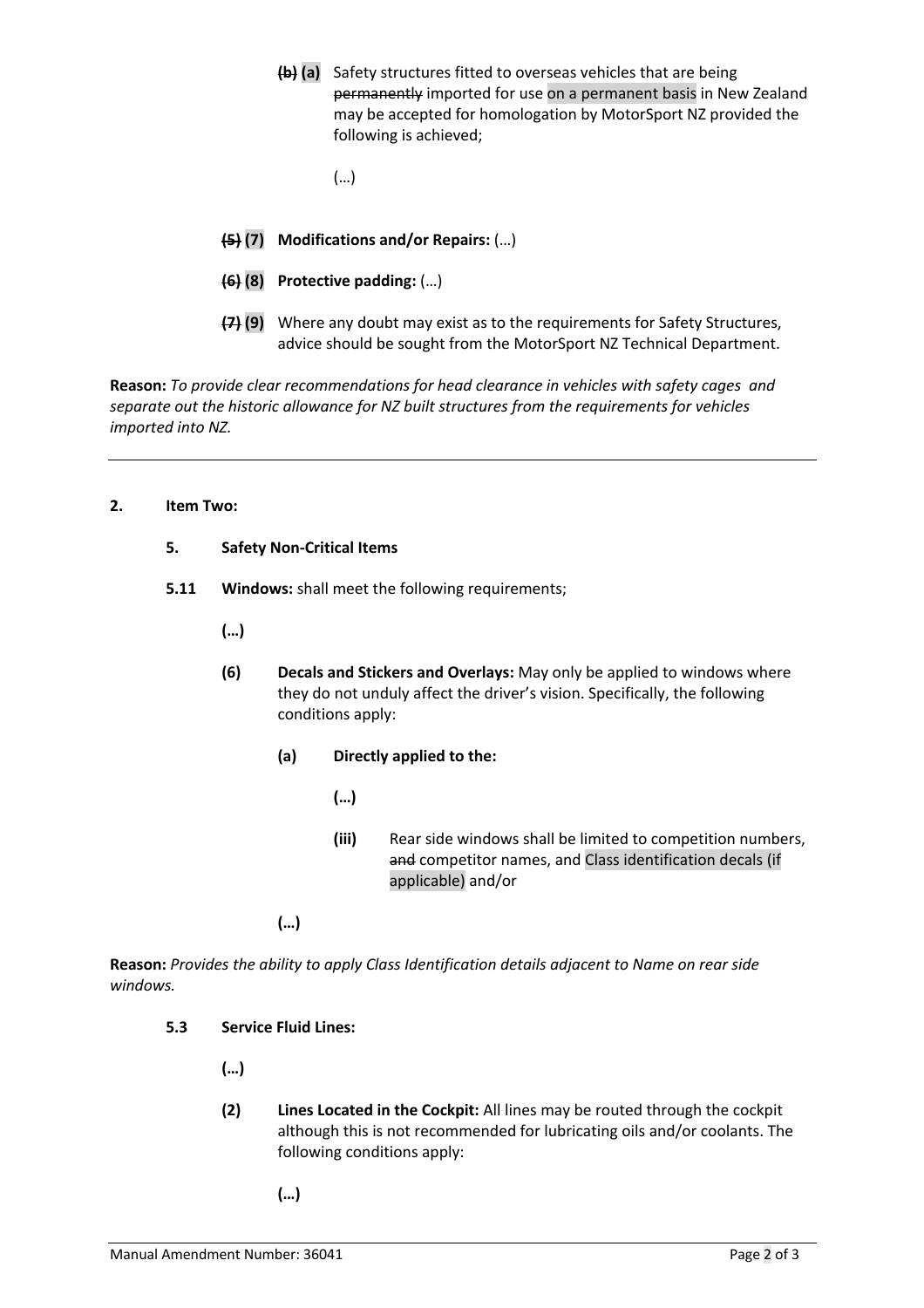**~~(b)~~ (a)** Safety structures fitted to overseas vehicles that are being ~~permanently~~ imported for use on a permanent basis in New Zealand may be accepted for homologation by MotorSport NZ provided the following is achieved;

(…)

**~~(5)~~ (7) Modifications and/or Repairs:** (…)

**~~(6)~~ (8) Protective padding:** (…)

**~~(7)~~ (9)** Where any doubt may exist as to the requirements for Safety Structures, advice should be sought from the MotorSport NZ Technical Department.

**Reason:** *To provide clear recommendations for head clearance in vehicles with safety cages and separate out the historic allowance for NZ built structures from the requirements for vehicles imported into NZ.*

---

**2. Item Two:**

**5. Safety Non-Critical Items**

**5.11 Windows:** shall meet the following requirements;

**(…)**

**(6) Decals and Stickers and Overlays:** May only be applied to windows where they do not unduly affect the driver's vision. Specifically, the following conditions apply:

**(a) Directly applied to the:**

**(…)**

**(iii)** Rear side windows shall be limited to competition numbers, ~~and~~ competitor names, and Class identification decals (if applicable) and/or

**(…)**

**Reason:** *Provides the ability to apply Class Identification details adjacent to Name on rear side windows.*

**5.3 Service Fluid Lines:**

**(…)**

**(2) Lines Located in the Cockpit:** All lines may be routed through the cockpit although this is not recommended for lubricating oils and/or coolants. The following conditions apply:

**(…)**

Manual Amendment Number: 36041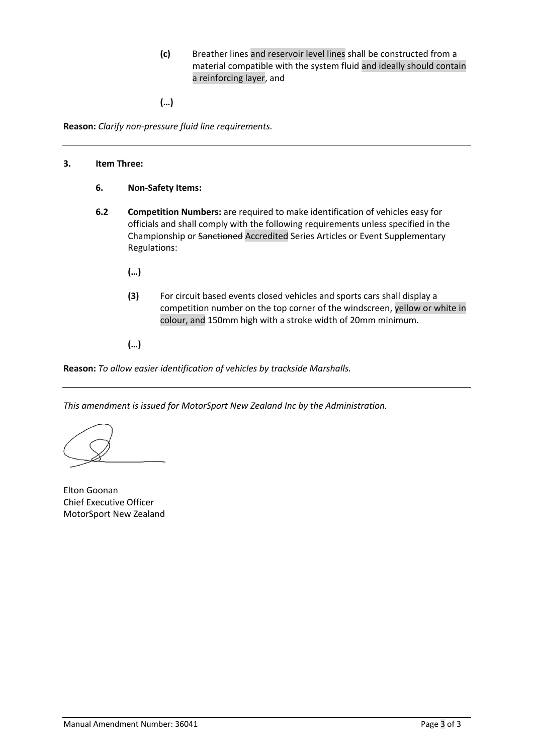**(c)** Breather lines and reservoir level lines shall be constructed from a material compatible with the system fluid and ideally should contain a reinforcing layer, and

**(…)**

**Reason:** *Clarify non-pressure fluid line requirements.*

---

**3. Item Three:**

**6. Non-Safety Items:**

**6.2 Competition Numbers:** are required to make identification of vehicles easy for officials and shall comply with the following requirements unless specified in the Championship or ~~Sanctioned~~ Accredited Series Articles or Event Supplementary Regulations:

**(…)**

**(3)** For circuit based events closed vehicles and sports cars shall display a competition number on the top corner of the windscreen, yellow or white in colour, and 150mm high with a stroke width of 20mm minimum.

**(…)**

**Reason:** *To allow easier identification of vehicles by trackside Marshalls.*

---

*This amendment is issued for MotorSport New Zealand Inc by the Administration.*

Elton Goonan
Chief Executive Officer
MotorSport New Zealand

Manual Amendment Number: 36041